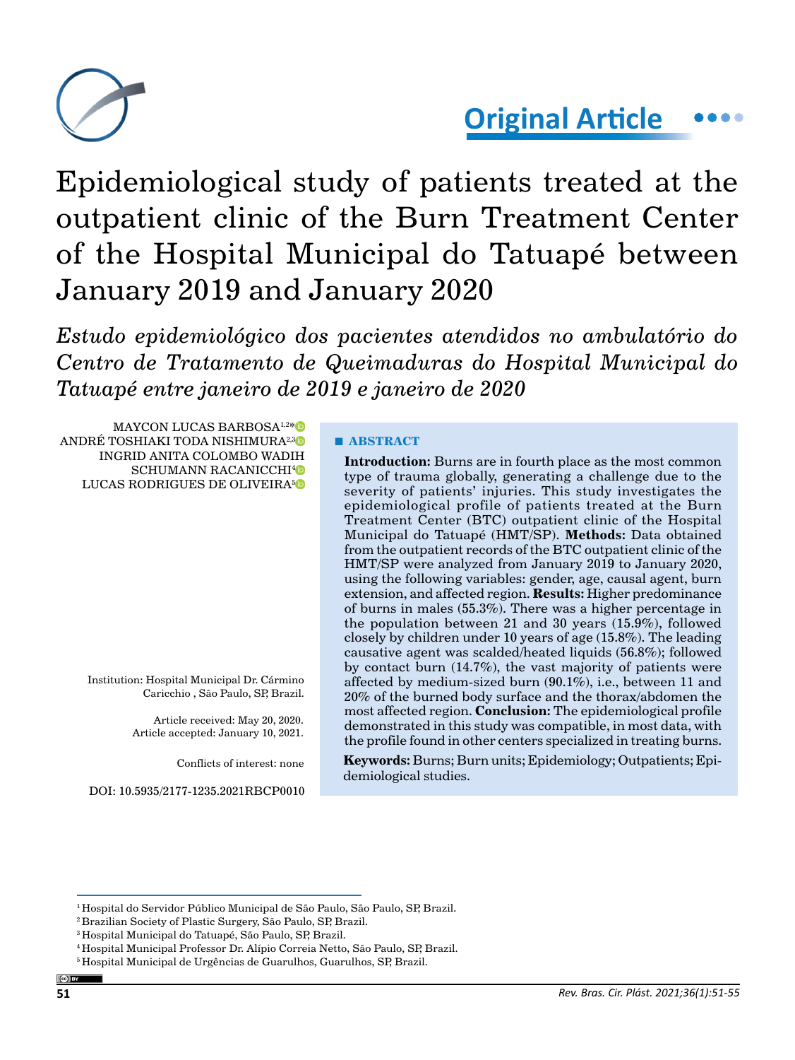Original Article

# Epidemiological study of patients treated at the outpatient clinic of the Burn Treatment Center of the Hospital Municipal do Tatuapé between January 2019 and January 2020

*Estudo epidemiológico dos pacientes atendidos no ambulatório do Centro de Tratamento de Queimaduras do Hospital Municipal do Tatuapé entre janeiro de 2019 e janeiro de 2020*

MAYCON LUCAS BARBOSA[1,2]*
ANDRÉ TOSHIAKI TODA NISHIMURA[2,3]
INGRID ANITA COLOMBO WADIH SCHUMANN RACANICCHI[4]
LUCAS RODRIGUES DE OLIVEIRA[5]

Institution: Hospital Municipal Dr. Cármino Caricchio , São Paulo, SP, Brazil.

Article received: May 20, 2020.
Article accepted: January 10, 2021.

Conflicts of interest: none

DOI: 10.5935/2177-1235.2021RBCP0010

## ■ ABSTRACT

**Introduction:** Burns are in fourth place as the most common type of trauma globally, generating a challenge due to the severity of patients' injuries. This study investigates the epidemiological profile of patients treated at the Burn Treatment Center (BTC) outpatient clinic of the Hospital Municipal do Tatuapé (HMT/SP). **Methods:** Data obtained from the outpatient records of the BTC outpatient clinic of the HMT/SP were analyzed from January 2019 to January 2020, using the following variables: gender, age, causal agent, burn extension, and affected region. **Results:** Higher predominance of burns in males (55.3%). There was a higher percentage in the population between 21 and 30 years (15.9%), followed closely by children under 10 years of age (15.8%). The leading causative agent was scalded/heated liquids (56.8%); followed by contact burn (14.7%), the vast majority of patients were affected by medium-sized burn (90.1%), i.e., between 11 and 20% of the burned body surface and the thorax/abdomen the most affected region. **Conclusion:** The epidemiological profile demonstrated in this study was compatible, in most data, with the profile found in other centers specialized in treating burns.

**Keywords:** Burns; Burn units; Epidemiology; Outpatients; Epidemiological studies.

---

[1] Hospital do Servidor Público Municipal de São Paulo, São Paulo, SP, Brazil.
[2] Brazilian Society of Plastic Surgery, São Paulo, SP, Brazil.
[3] Hospital Municipal do Tatuapé, São Paulo, SP, Brazil.
[4] Hospital Municipal Professor Dr. Alípio Correia Netto, São Paulo, SP, Brazil.
[5] Hospital Municipal de Urgências de Guarulhos, Guarulhos, SP, Brazil.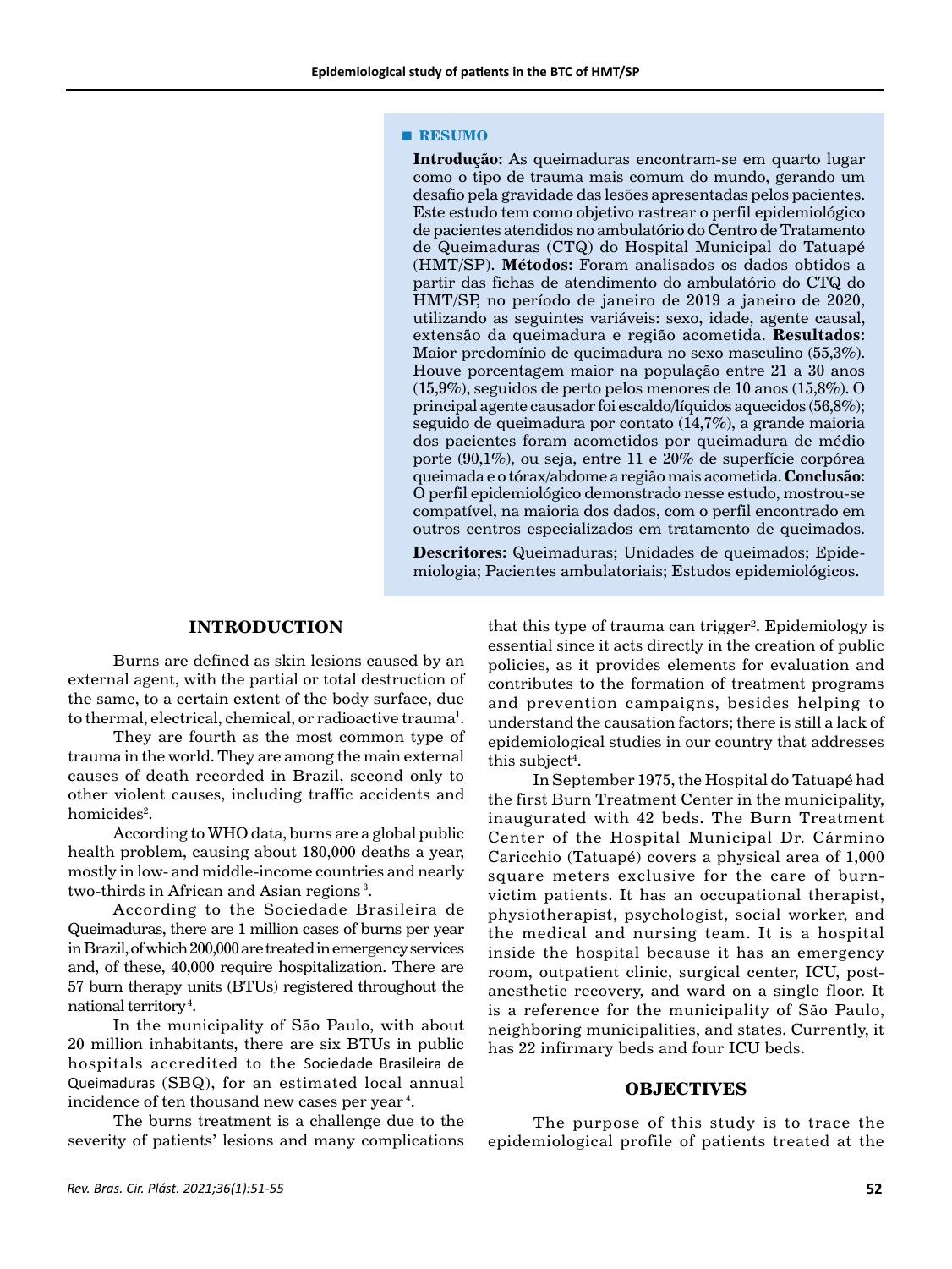■ **RESUMO**

**Introdução:** As queimaduras encontram-se em quarto lugar como o tipo de trauma mais comum do mundo, gerando um desafio pela gravidade das lesões apresentadas pelos pacientes. Este estudo tem como objetivo rastrear o perfil epidemiológico de pacientes atendidos no ambulatório do Centro de Tratamento de Queimaduras (CTQ) do Hospital Municipal do Tatuapé (HMT/SP). **Métodos:** Foram analisados os dados obtidos a partir das fichas de atendimento do ambulatório do CTQ do HMT/SP, no período de janeiro de 2019 a janeiro de 2020, utilizando as seguintes variáveis: sexo, idade, agente causal, extensão da queimadura e região acometida. **Resultados:** Maior predomínio de queimadura no sexo masculino (55,3%). Houve porcentagem maior na população entre 21 a 30 anos (15,9%), seguidos de perto pelos menores de 10 anos (15,8%). O principal agente causador foi escaldo/líquidos aquecidos (56,8%); seguido de queimadura por contato (14,7%), a grande maioria dos pacientes foram acometidos por queimadura de médio porte (90,1%), ou seja, entre 11 e 20% de superfície corpórea queimada e o tórax/abdome a região mais acometida. **Conclusão:** O perfil epidemiológico demonstrado nesse estudo, mostrou-se compatível, na maioria dos dados, com o perfil encontrado em outros centros especializados em tratamento de queimados.

**Descritores:** Queimaduras; Unidades de queimados; Epidemiologia; Pacientes ambulatoriais; Estudos epidemiológicos.

## INTRODUCTION

Burns are defined as skin lesions caused by an external agent, with the partial or total destruction of the same, to a certain extent of the body surface, due to thermal, electrical, chemical, or radioactive trauma[1].

They are fourth as the most common type of trauma in the world. They are among the main external causes of death recorded in Brazil, second only to other violent causes, including traffic accidents and homicides[2].

According to WHO data, burns are a global public health problem, causing about 180,000 deaths a year, mostly in low- and middle-income countries and nearly two-thirds in African and Asian regions[3].

According to the Sociedade Brasileira de Queimaduras, there are 1 million cases of burns per year in Brazil, of which 200,000 are treated in emergency services and, of these, 40,000 require hospitalization. There are 57 burn therapy units (BTUs) registered throughout the national territory[4].

In the municipality of São Paulo, with about 20 million inhabitants, there are six BTUs in public hospitals accredited to the Sociedade Brasileira de Queimaduras (SBQ), for an estimated local annual incidence of ten thousand new cases per year[4].

The burns treatment is a challenge due to the severity of patients' lesions and many complications that this type of trauma can trigger[2]. Epidemiology is essential since it acts directly in the creation of public policies, as it provides elements for evaluation and contributes to the formation of treatment programs and prevention campaigns, besides helping to understand the causation factors; there is still a lack of epidemiological studies in our country that addresses this subject[4].

In September 1975, the Hospital do Tatuapé had the first Burn Treatment Center in the municipality, inaugurated with 42 beds. The Burn Treatment Center of the Hospital Municipal Dr. Cármino Caricchio (Tatuapé) covers a physical area of 1,000 square meters exclusive for the care of burn-victim patients. It has an occupational therapist, physiotherapist, psychologist, social worker, and the medical and nursing team. It is a hospital inside the hospital because it has an emergency room, outpatient clinic, surgical center, ICU, post-anesthetic recovery, and ward on a single floor. It is a reference for the municipality of São Paulo, neighboring municipalities, and states. Currently, it has 22 infirmary beds and four ICU beds.

## OBJECTIVES

The purpose of this study is to trace the epidemiological profile of patients treated at the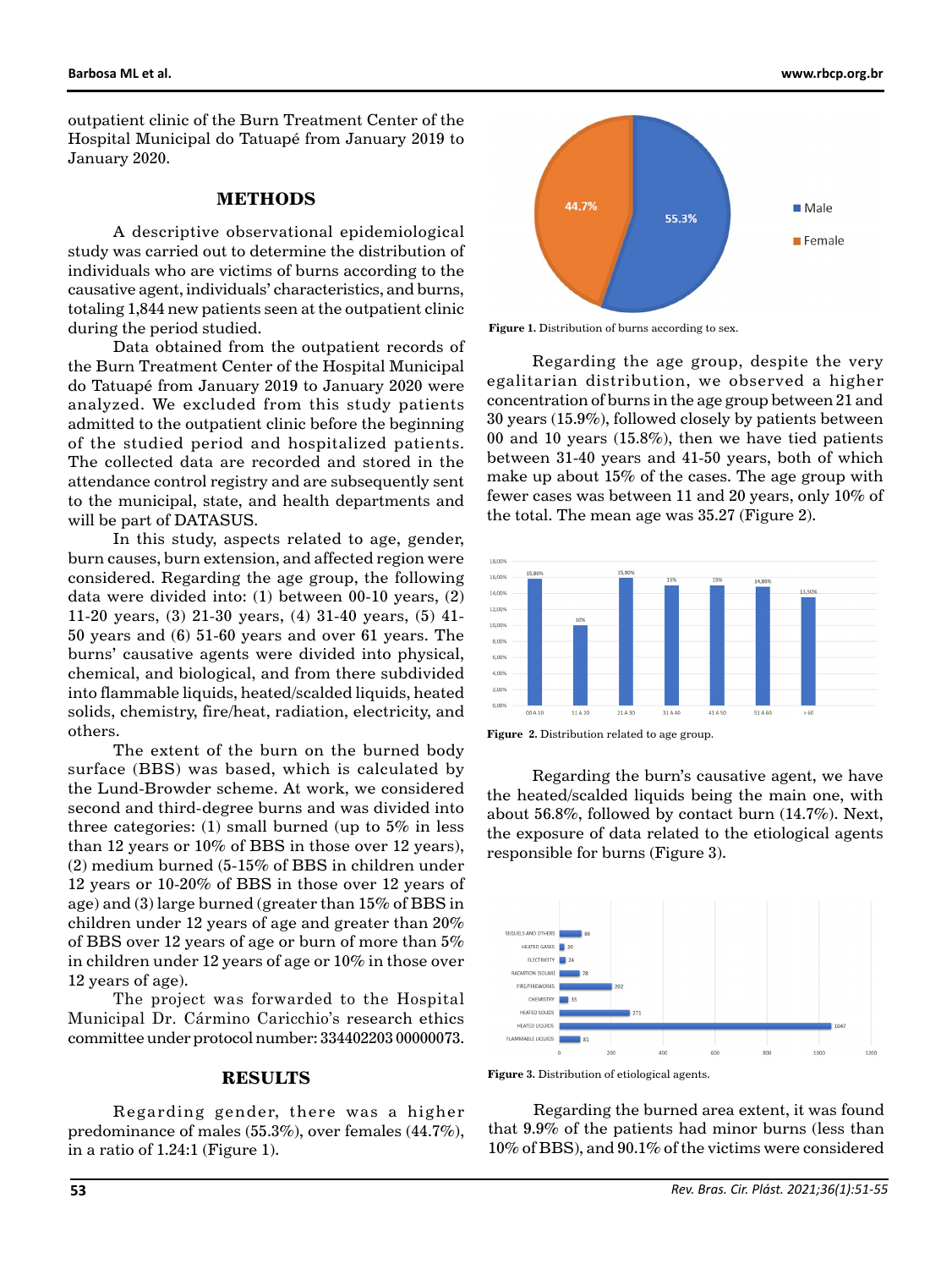outpatient clinic of the Burn Treatment Center of the Hospital Municipal do Tatuapé from January 2019 to January 2020.

## METHODS

A descriptive observational epidemiological study was carried out to determine the distribution of individuals who are victims of burns according to the causative agent, individuals' characteristics, and burns, totaling 1,844 new patients seen at the outpatient clinic during the period studied.

Data obtained from the outpatient records of the Burn Treatment Center of the Hospital Municipal do Tatuapé from January 2019 to January 2020 were analyzed. We excluded from this study patients admitted to the outpatient clinic before the beginning of the studied period and hospitalized patients. The collected data are recorded and stored in the attendance control registry and are subsequently sent to the municipal, state, and health departments and will be part of DATASUS.

In this study, aspects related to age, gender, burn causes, burn extension, and affected region were considered. Regarding the age group, the following data were divided into: (1) between 00-10 years, (2) 11-20 years, (3) 21-30 years, (4) 31-40 years, (5) 41-50 years and (6) 51-60 years and over 61 years. The burns' causative agents were divided into physical, chemical, and biological, and from there subdivided into flammable liquids, heated/scalded liquids, heated solids, chemistry, fire/heat, radiation, electricity, and others.

The extent of the burn on the burned body surface (BBS) was based, which is calculated by the Lund-Browder scheme. At work, we considered second and third-degree burns and was divided into three categories: (1) small burned (up to 5% in less than 12 years or 10% of BBS in those over 12 years), (2) medium burned (5-15% of BBS in children under 12 years or 10-20% of BBS in those over 12 years of age) and (3) large burned (greater than 15% of BBS in children under 12 years of age and greater than 20% of BBS over 12 years of age or burn of more than 5% in children under 12 years of age or 10% in those over 12 years of age).

The project was forwarded to the Hospital Municipal Dr. Cármino Caricchio's research ethics committee under protocol number: 334402203 00000073.

## RESULTS

Regarding gender, there was a higher predominance of males (55.3%), over females (44.7%), in a ratio of 1.24:1 (Figure 1).

**Figure 1.** Distribution of burns according to sex.

Regarding the age group, despite the very egalitarian distribution, we observed a higher concentration of burns in the age group between 21 and 30 years (15.9%), followed closely by patients between 00 and 10 years (15.8%), then we have tied patients between 31-40 years and 41-50 years, both of which make up about 15% of the cases. The age group with fewer cases was between 11 and 20 years, only 10% of the total. The mean age was 35.27 (Figure 2).

**Figure 2.** Distribution related to age group.

Regarding the burn's causative agent, we have the heated/scalded liquids being the main one, with about 56.8%, followed by contact burn (14.7%). Next, the exposure of data related to the etiological agents responsible for burns (Figure 3).

**Figure 3.** Distribution of etiological agents.

Regarding the burned area extent, it was found that 9.9% of the patients had minor burns (less than 10% of BBS), and 90.1% of the victims were considered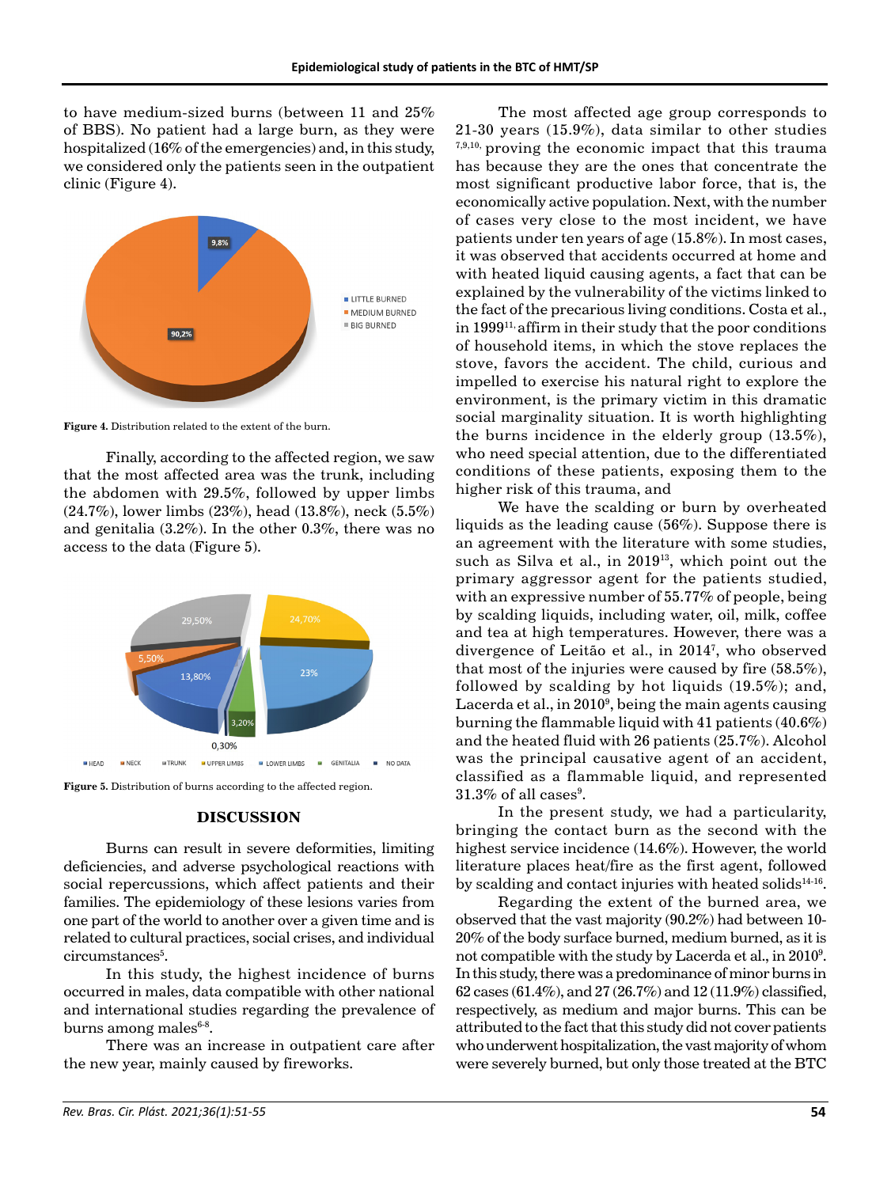to have medium-sized burns (between 11 and 25% of BBS). No patient had a large burn, as they were hospitalized (16% of the emergencies) and, in this study, we considered only the patients seen in the outpatient clinic (Figure 4).

**Figure 4.** Distribution related to the extent of the burn.

Finally, according to the affected region, we saw that the most affected area was the trunk, including the abdomen with 29.5%, followed by upper limbs (24.7%), lower limbs (23%), head (13.8%), neck (5.5%) and genitalia (3.2%). In the other 0.3%, there was no access to the data (Figure 5).

**Figure 5.** Distribution of burns according to the affected region.

## DISCUSSION

Burns can result in severe deformities, limiting deficiencies, and adverse psychological reactions with social repercussions, which affect patients and their families. The epidemiology of these lesions varies from one part of the world to another over a given time and is related to cultural practices, social crises, and individual circumstances[5].

In this study, the highest incidence of burns occurred in males, data compatible with other national and international studies regarding the prevalence of burns among males[6-8].

There was an increase in outpatient care after the new year, mainly caused by fireworks.

The most affected age group corresponds to 21-30 years (15.9%), data similar to other studies [7,9,10,] proving the economic impact that this trauma has because they are the ones that concentrate the most significant productive labor force, that is, the economically active population. Next, with the number of cases very close to the most incident, we have patients under ten years of age (15.8%). In most cases, it was observed that accidents occurred at home and with heated liquid causing agents, a fact that can be explained by the vulnerability of the victims linked to the fact of the precarious living conditions. Costa et al., in 1999[11,] affirm in their study that the poor conditions of household items, in which the stove replaces the stove, favors the accident. The child, curious and impelled to exercise his natural right to explore the environment, is the primary victim in this dramatic social marginality situation. It is worth highlighting the burns incidence in the elderly group (13.5%), who need special attention, due to the differentiated conditions of these patients, exposing them to the higher risk of this trauma, and

We have the scalding or burn by overheated liquids as the leading cause (56%). Suppose there is an agreement with the literature with some studies, such as Silva et al., in 2019[13], which point out the primary aggressor agent for the patients studied, with an expressive number of 55.77% of people, being by scalding liquids, including water, oil, milk, coffee and tea at high temperatures. However, there was a divergence of Leitão et al., in 2014[7], who observed that most of the injuries were caused by fire (58.5%), followed by scalding by hot liquids (19.5%); and, Lacerda et al., in 2010[9], being the main agents causing burning the flammable liquid with 41 patients (40.6%) and the heated fluid with 26 patients (25.7%). Alcohol was the principal causative agent of an accident, classified as a flammable liquid, and represented 31.3% of all cases[9].

In the present study, we had a particularity, bringing the contact burn as the second with the highest service incidence (14.6%). However, the world literature places heat/fire as the first agent, followed by scalding and contact injuries with heated solids[14-16].

Regarding the extent of the burned area, we observed that the vast majority (90.2%) had between 10-20% of the body surface burned, medium burned, as it is not compatible with the study by Lacerda et al., in 2010[9]. In this study, there was a predominance of minor burns in 62 cases (61.4%), and 27 (26.7%) and 12 (11.9%) classified, respectively, as medium and major burns. This can be attributed to the fact that this study did not cover patients who underwent hospitalization, the vast majority of whom were severely burned, but only those treated at the BTC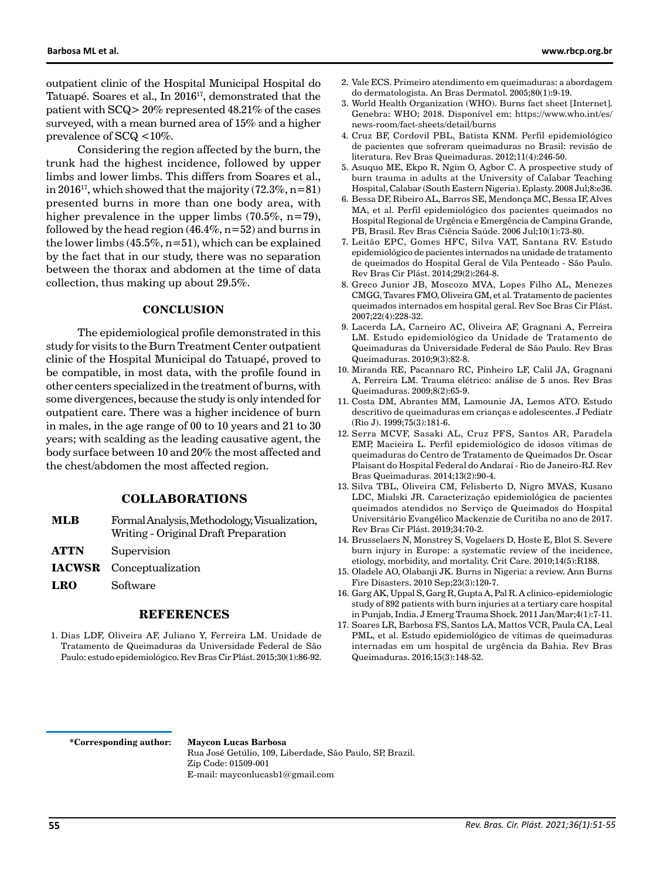outpatient clinic of the Hospital Municipal Hospital do Tatuapé. Soares et al., In 2016[17], demonstrated that the patient with SCQ> 20% represented 48.21% of the cases surveyed, with a mean burned area of 15% and a higher prevalence of SCQ <10%.

Considering the region affected by the burn, the trunk had the highest incidence, followed by upper limbs and lower limbs. This differs from Soares et al., in 2016[17], which showed that the majority (72.3%, n=81) presented burns in more than one body area, with higher prevalence in the upper limbs (70.5%, n=79), followed by the head region (46.4%, n=52) and burns in the lower limbs (45.5%, n=51), which can be explained by the fact that in our study, there was no separation between the thorax and abdomen at the time of data collection, thus making up about 29.5%.

## CONCLUSION

The epidemiological profile demonstrated in this study for visits to the Burn Treatment Center outpatient clinic of the Hospital Municipal do Tatuapé, proved to be compatible, in most data, with the profile found in other centers specialized in the treatment of burns, with some divergences, because the study is only intended for outpatient care. There was a higher incidence of burn in males, in the age range of 00 to 10 years and 21 to 30 years; with scalding as the leading causative agent, the body surface between 10 and 20% the most affected and the chest/abdomen the most affected region.

## COLLABORATIONS

**MLB** Formal Analysis, Methodology, Visualization, Writing - Original Draft Preparation

**ATTN** Supervision

**IACWSR** Conceptualization

**LRO** Software

## REFERENCES

1. Dias LDF, Oliveira AF, Juliano Y, Ferreira LM. Unidade de Tratamento de Queimaduras da Universidade Federal de São Paulo: estudo epidemiológico. Rev Bras Cir Plást. 2015;30(1):86-92.
2. Vale ECS. Primeiro atendimento em queimaduras: a abordagem do dermatologista. An Bras Dermatol. 2005;80(1):9-19.
3. World Health Organization (WHO). Burns fact sheet [Internet]. Genebra: WHO; 2018. Disponível em: https://www.who.int/es/news-room/fact-sheets/detail/burns
4. Cruz BF, Cordovil PBL, Batista KNM. Perfil epidemiológico de pacientes que sofreram queimaduras no Brasil: revisão de literatura. Rev Bras Queimaduras. 2012;11(4):246-50.
5. Asuquo ME, Ekpo R, Ngim O, Agbor C. A prospective study of burn trauma in adults at the University of Calabar Teaching Hospital, Calabar (South Eastern Nigeria). Eplasty. 2008 Jul;8:e36.
6. Bessa DF, Ribeiro AL, Barros SE, Mendonça MC, Bessa IF, Alves MA, et al. Perfil epidemiológico dos pacientes queimados no Hospital Regional de Urgência e Emergência de Campina Grande, PB, Brasil. Rev Bras Ciência Saúde. 2006 Jul;10(1):73-80.
7. Leitão EPC, Gomes HFC, Silva VAT, Santana RV. Estudo epidemiológico de pacientes internados na unidade de tratamento de queimados do Hospital Geral de Vila Penteado - São Paulo. Rev Bras Cir Plást. 2014;29(2):264-8.
8. Greco Junior JB, Moscozo MVA, Lopes Filho AL, Menezes CMGG, Tavares FMO, Oliveira GM, et al. Tratamento de pacientes queimados internados em hospital geral. Rev Soc Bras Cir Plást. 2007;22(4):228-32.
9. Lacerda LA, Carneiro AC, Oliveira AF, Gragnani A, Ferreira LM. Estudo epidemiológico da Unidade de Tratamento de Queimaduras da Universidade Federal de São Paulo. Rev Bras Queimaduras. 2010;9(3):82-8.
10. Miranda RE, Pacannaro RC, Pinheiro LF, Calil JA, Gragnani A, Ferreira LM. Trauma elétrico: análise de 5 anos. Rev Bras Queimaduras. 2009;8(2):65-9.
11. Costa DM, Abrantes MM, Lamounie JA, Lemos ATO. Estudo descritivo de queimaduras em crianças e adolescentes. J Pediatr (Rio J). 1999;75(3):181-6.
12. Serra MCVF, Sasaki AL, Cruz PFS, Santos AR, Paradela EMP, Macieira L. Perfil epidemiológico de idosos vítimas de queimaduras do Centro de Tratamento de Queimados Dr. Oscar Plaisant do Hospital Federal do Andaraí - Rio de Janeiro-RJ. Rev Bras Queimaduras. 2014;13(2):90-4.
13. Silva TBL, Oliveira CM, Felisberto D, Nigro MVAS, Kusano LDC, Mialski JR. Caracterização epidemiológica de pacientes queimados atendidos no Serviço de Queimados do Hospital Universitário Evangélico Mackenzie de Curitiba no ano de 2017. Rev Bras Cir Plást. 2019;34:70-2.
14. Brusselaers N, Monstrey S, Vogelaers D, Hoste E, Blot S. Severe burn injury in Europe: a systematic review of the incidence, etiology, morbidity, and mortality. Crit Care. 2010;14(5):R188.
15. Oladele AO, Olabanji JK. Burns in Nigeria: a review. Ann Burns Fire Disasters. 2010 Sep;23(3):120-7.
16. Garg AK, Uppal S, Garg R, Gupta A, Pal R. A clinico-epidemiologic study of 892 patients with burn injuries at a tertiary care hospital in Punjab, India. J Emerg Trauma Shock. 2011 Jan/Mar;4(1):7-11.
17. Soares LR, Barbosa FS, Santos LA, Mattos VCR, Paula CA, Leal PML, et al. Estudo epidemiológico de vítimas de queimaduras internadas em um hospital de urgência da Bahia. Rev Bras Queimaduras. 2016;15(3):148-52.

**\*Corresponding author: Maycon Lucas Barbosa**
Rua José Getúlio, 109, Liberdade, São Paulo, SP, Brazil.
Zip Code: 01509-001
E-mail: mayconlucasb1@gmail.com